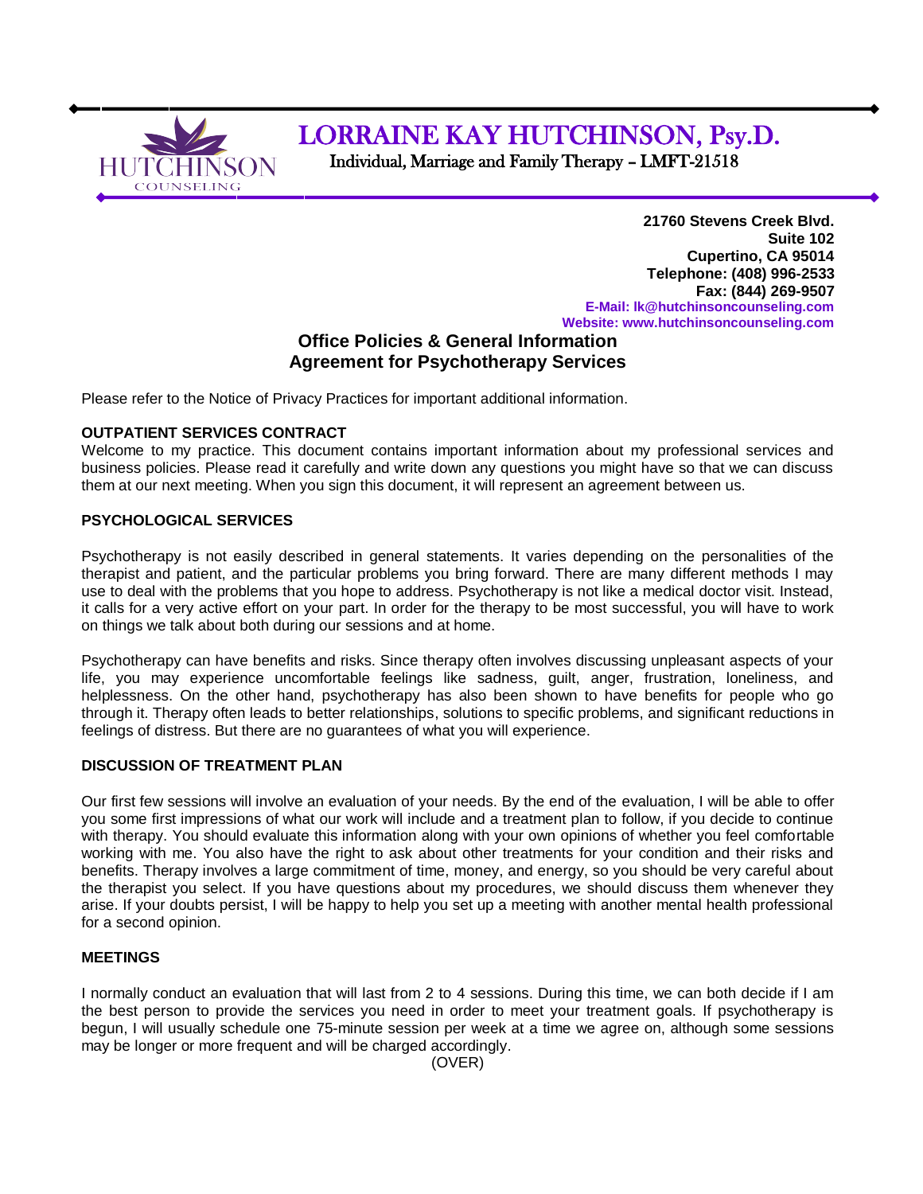HUTCHINSON COUNSELING

# LORRAINE KAY HUTCHINSON, Psy.D.

Individual, Marriage and Family Therapy – LMFT-21518

**21760 Stevens Creek Blvd.**
**Suite 102**
**Cupertino, CA 95014**
**Telephone: (408) 996-2533**
**Fax: (844) 269-9507**
**E-Mail: lk@hutchinsoncounseling.com**
**Website: www.hutchinsoncounseling.com**

## Office Policies & General Information
## Agreement for Psychotherapy Services

Please refer to the Notice of Privacy Practices for important additional information.

### OUTPATIENT SERVICES CONTRACT

Welcome to my practice. This document contains important information about my professional services and business policies. Please read it carefully and write down any questions you might have so that we can discuss them at our next meeting. When you sign this document, it will represent an agreement between us.

### PSYCHOLOGICAL SERVICES

Psychotherapy is not easily described in general statements. It varies depending on the personalities of the therapist and patient, and the particular problems you bring forward. There are many different methods I may use to deal with the problems that you hope to address. Psychotherapy is not like a medical doctor visit. Instead, it calls for a very active effort on your part. In order for the therapy to be most successful, you will have to work on things we talk about both during our sessions and at home.

Psychotherapy can have benefits and risks. Since therapy often involves discussing unpleasant aspects of your life, you may experience uncomfortable feelings like sadness, guilt, anger, frustration, loneliness, and helplessness. On the other hand, psychotherapy has also been shown to have benefits for people who go through it. Therapy often leads to better relationships, solutions to specific problems, and significant reductions in feelings of distress. But there are no guarantees of what you will experience.

### DISCUSSION OF TREATMENT PLAN

Our first few sessions will involve an evaluation of your needs. By the end of the evaluation, I will be able to offer you some first impressions of what our work will include and a treatment plan to follow, if you decide to continue with therapy. You should evaluate this information along with your own opinions of whether you feel comfortable working with me. You also have the right to ask about other treatments for your condition and their risks and benefits. Therapy involves a large commitment of time, money, and energy, so you should be very careful about the therapist you select. If you have questions about my procedures, we should discuss them whenever they arise. If your doubts persist, I will be happy to help you set up a meeting with another mental health professional for a second opinion.

### MEETINGS

I normally conduct an evaluation that will last from 2 to 4 sessions. During this time, we can both decide if I am the best person to provide the services you need in order to meet your treatment goals. If psychotherapy is begun, I will usually schedule one 75-minute session per week at a time we agree on, although some sessions may be longer or more frequent and will be charged accordingly.

(OVER)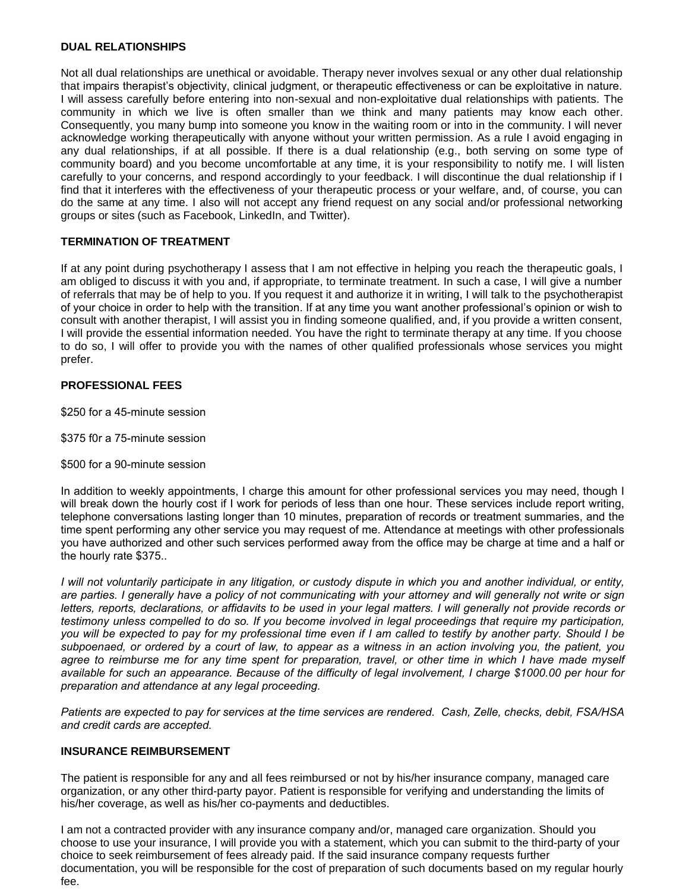**DUAL RELATIONSHIPS**

Not all dual relationships are unethical or avoidable. Therapy never involves sexual or any other dual relationship that impairs therapist's objectivity, clinical judgment, or therapeutic effectiveness or can be exploitative in nature. I will assess carefully before entering into non-sexual and non-exploitative dual relationships with patients. The community in which we live is often smaller than we think and many patients may know each other. Consequently, you many bump into someone you know in the waiting room or into in the community. I will never acknowledge working therapeutically with anyone without your written permission. As a rule I avoid engaging in any dual relationships, if at all possible. If there is a dual relationship (e.g., both serving on some type of community board) and you become uncomfortable at any time, it is your responsibility to notify me. I will listen carefully to your concerns, and respond accordingly to your feedback. I will discontinue the dual relationship if I find that it interferes with the effectiveness of your therapeutic process or your welfare, and, of course, you can do the same at any time. I also will not accept any friend request on any social and/or professional networking groups or sites (such as Facebook, LinkedIn, and Twitter).

**TERMINATION OF TREATMENT**

If at any point during psychotherapy I assess that I am not effective in helping you reach the therapeutic goals, I am obliged to discuss it with you and, if appropriate, to terminate treatment. In such a case, I will give a number of referrals that may be of help to you. If you request it and authorize it in writing, I will talk to the psychotherapist of your choice in order to help with the transition. If at any time you want another professional's opinion or wish to consult with another therapist, I will assist you in finding someone qualified, and, if you provide a written consent, I will provide the essential information needed. You have the right to terminate therapy at any time. If you choose to do so, I will offer to provide you with the names of other qualified professionals whose services you might prefer.

**PROFESSIONAL FEES**

$250 for a 45-minute session

$375 f0r a 75-minute session

$500 for a 90-minute session

In addition to weekly appointments, I charge this amount for other professional services you may need, though I will break down the hourly cost if I work for periods of less than one hour. These services include report writing, telephone conversations lasting longer than 10 minutes, preparation of records or treatment summaries, and the time spent performing any other service you may request of me. Attendance at meetings with other professionals you have authorized and other such services performed away from the office may be charge at time and a half or the hourly rate $375..

*I will not voluntarily participate in any litigation, or custody dispute in which you and another individual, or entity, are parties. I generally have a policy of not communicating with your attorney and will generally not write or sign letters, reports, declarations, or affidavits to be used in your legal matters. I will generally not provide records or testimony unless compelled to do so. If you become involved in legal proceedings that require my participation, you will be expected to pay for my professional time even if I am called to testify by another party. Should I be subpoenaed, or ordered by a court of law, to appear as a witness in an action involving you, the patient, you agree to reimburse me for any time spent for preparation, travel, or other time in which I have made myself available for such an appearance. Because of the difficulty of legal involvement, I charge $1000.00 per hour for preparation and attendance at any legal proceeding.*

*Patients are expected to pay for services at the time services are rendered. Cash, Zelle, checks, debit, FSA/HSA and credit cards are accepted.*

**INSURANCE REIMBURSEMENT**

The patient is responsible for any and all fees reimbursed or not by his/her insurance company, managed care organization, or any other third-party payor. Patient is responsible for verifying and understanding the limits of his/her coverage, as well as his/her co-payments and deductibles.

I am not a contracted provider with any insurance company and/or, managed care organization. Should you choose to use your insurance, I will provide you with a statement, which you can submit to the third-party of your choice to seek reimbursement of fees already paid. If the said insurance company requests further documentation, you will be responsible for the cost of preparation of such documents based on my regular hourly fee.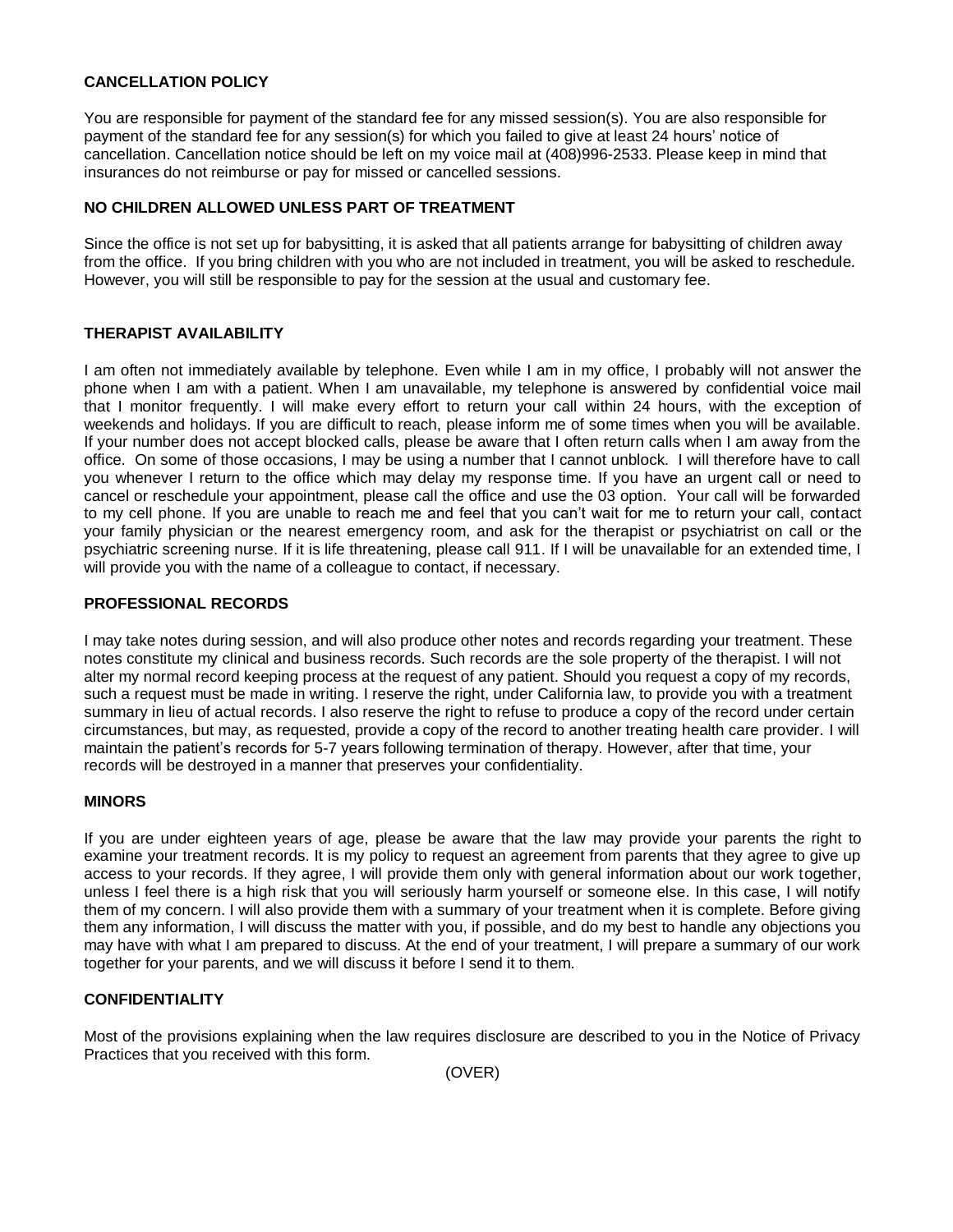## CANCELLATION POLICY

You are responsible for payment of the standard fee for any missed session(s). You are also responsible for payment of the standard fee for any session(s) for which you failed to give at least 24 hours' notice of cancellation. Cancellation notice should be left on my voice mail at (408)996-2533. Please keep in mind that insurances do not reimburse or pay for missed or cancelled sessions.

## NO CHILDREN ALLOWED UNLESS PART OF TREATMENT

Since the office is not set up for babysitting, it is asked that all patients arrange for babysitting of children away from the office. If you bring children with you who are not included in treatment, you will be asked to reschedule. However, you will still be responsible to pay for the session at the usual and customary fee.

## THERAPIST AVAILABILITY

I am often not immediately available by telephone. Even while I am in my office, I probably will not answer the phone when I am with a patient. When I am unavailable, my telephone is answered by confidential voice mail that I monitor frequently. I will make every effort to return your call within 24 hours, with the exception of weekends and holidays. If you are difficult to reach, please inform me of some times when you will be available. If your number does not accept blocked calls, please be aware that I often return calls when I am away from the office. On some of those occasions, I may be using a number that I cannot unblock. I will therefore have to call you whenever I return to the office which may delay my response time. If you have an urgent call or need to cancel or reschedule your appointment, please call the office and use the 03 option. Your call will be forwarded to my cell phone. If you are unable to reach me and feel that you can't wait for me to return your call, contact your family physician or the nearest emergency room, and ask for the therapist or psychiatrist on call or the psychiatric screening nurse. If it is life threatening, please call 911. If I will be unavailable for an extended time, I will provide you with the name of a colleague to contact, if necessary.

## PROFESSIONAL RECORDS

I may take notes during session, and will also produce other notes and records regarding your treatment. These notes constitute my clinical and business records. Such records are the sole property of the therapist. I will not alter my normal record keeping process at the request of any patient. Should you request a copy of my records, such a request must be made in writing. I reserve the right, under California law, to provide you with a treatment summary in lieu of actual records. I also reserve the right to refuse to produce a copy of the record under certain circumstances, but may, as requested, provide a copy of the record to another treating health care provider. I will maintain the patient's records for 5-7 years following termination of therapy. However, after that time, your records will be destroyed in a manner that preserves your confidentiality.

## MINORS

If you are under eighteen years of age, please be aware that the law may provide your parents the right to examine your treatment records. It is my policy to request an agreement from parents that they agree to give up access to your records. If they agree, I will provide them only with general information about our work together, unless I feel there is a high risk that you will seriously harm yourself or someone else. In this case, I will notify them of my concern. I will also provide them with a summary of your treatment when it is complete. Before giving them any information, I will discuss the matter with you, if possible, and do my best to handle any objections you may have with what I am prepared to discuss. At the end of your treatment, I will prepare a summary of our work together for your parents, and we will discuss it before I send it to them.

## CONFIDENTIALITY

Most of the provisions explaining when the law requires disclosure are described to you in the Notice of Privacy Practices that you received with this form.

(OVER)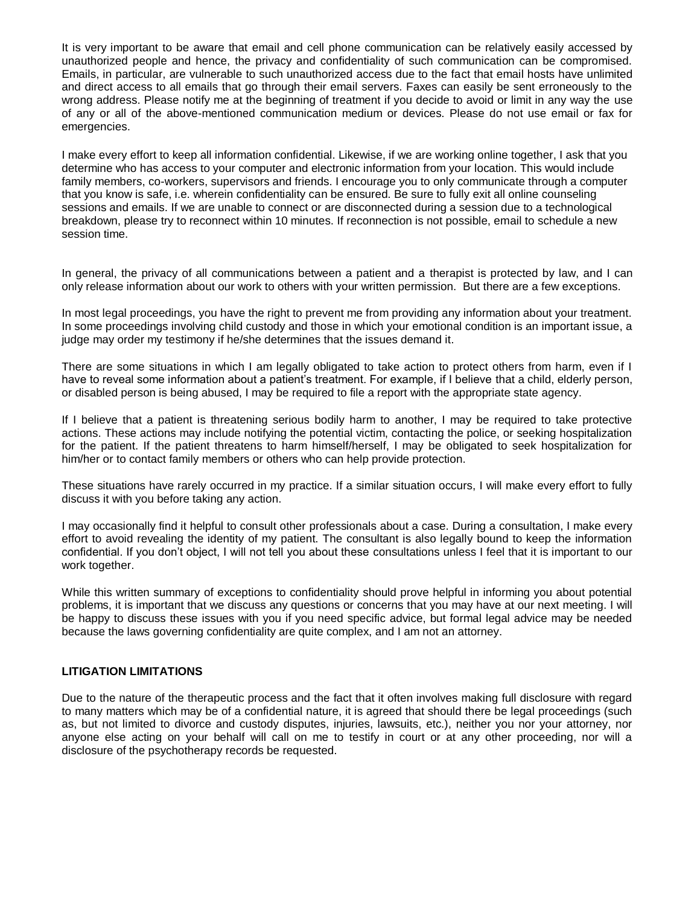It is very important to be aware that email and cell phone communication can be relatively easily accessed by unauthorized people and hence, the privacy and confidentiality of such communication can be compromised. Emails, in particular, are vulnerable to such unauthorized access due to the fact that email hosts have unlimited and direct access to all emails that go through their email servers. Faxes can easily be sent erroneously to the wrong address. Please notify me at the beginning of treatment if you decide to avoid or limit in any way the use of any or all of the above-mentioned communication medium or devices. Please do not use email or fax for emergencies.

I make every effort to keep all information confidential. Likewise, if we are working online together, I ask that you determine who has access to your computer and electronic information from your location. This would include family members, co-workers, supervisors and friends. I encourage you to only communicate through a computer that you know is safe, i.e. wherein confidentiality can be ensured. Be sure to fully exit all online counseling sessions and emails. If we are unable to connect or are disconnected during a session due to a technological breakdown, please try to reconnect within 10 minutes. If reconnection is not possible, email to schedule a new session time.

In general, the privacy of all communications between a patient and a therapist is protected by law, and I can only release information about our work to others with your written permission. But there are a few exceptions.

In most legal proceedings, you have the right to prevent me from providing any information about your treatment. In some proceedings involving child custody and those in which your emotional condition is an important issue, a judge may order my testimony if he/she determines that the issues demand it.

There are some situations in which I am legally obligated to take action to protect others from harm, even if I have to reveal some information about a patient's treatment. For example, if I believe that a child, elderly person, or disabled person is being abused, I may be required to file a report with the appropriate state agency.

If I believe that a patient is threatening serious bodily harm to another, I may be required to take protective actions. These actions may include notifying the potential victim, contacting the police, or seeking hospitalization for the patient. If the patient threatens to harm himself/herself, I may be obligated to seek hospitalization for him/her or to contact family members or others who can help provide protection.

These situations have rarely occurred in my practice. If a similar situation occurs, I will make every effort to fully discuss it with you before taking any action.

I may occasionally find it helpful to consult other professionals about a case. During a consultation, I make every effort to avoid revealing the identity of my patient. The consultant is also legally bound to keep the information confidential. If you don't object, I will not tell you about these consultations unless I feel that it is important to our work together.

While this written summary of exceptions to confidentiality should prove helpful in informing you about potential problems, it is important that we discuss any questions or concerns that you may have at our next meeting. I will be happy to discuss these issues with you if you need specific advice, but formal legal advice may be needed because the laws governing confidentiality are quite complex, and I am not an attorney.

**LITIGATION LIMITATIONS**

Due to the nature of the therapeutic process and the fact that it often involves making full disclosure with regard to many matters which may be of a confidential nature, it is agreed that should there be legal proceedings (such as, but not limited to divorce and custody disputes, injuries, lawsuits, etc.), neither you nor your attorney, nor anyone else acting on your behalf will call on me to testify in court or at any other proceeding, nor will a disclosure of the psychotherapy records be requested.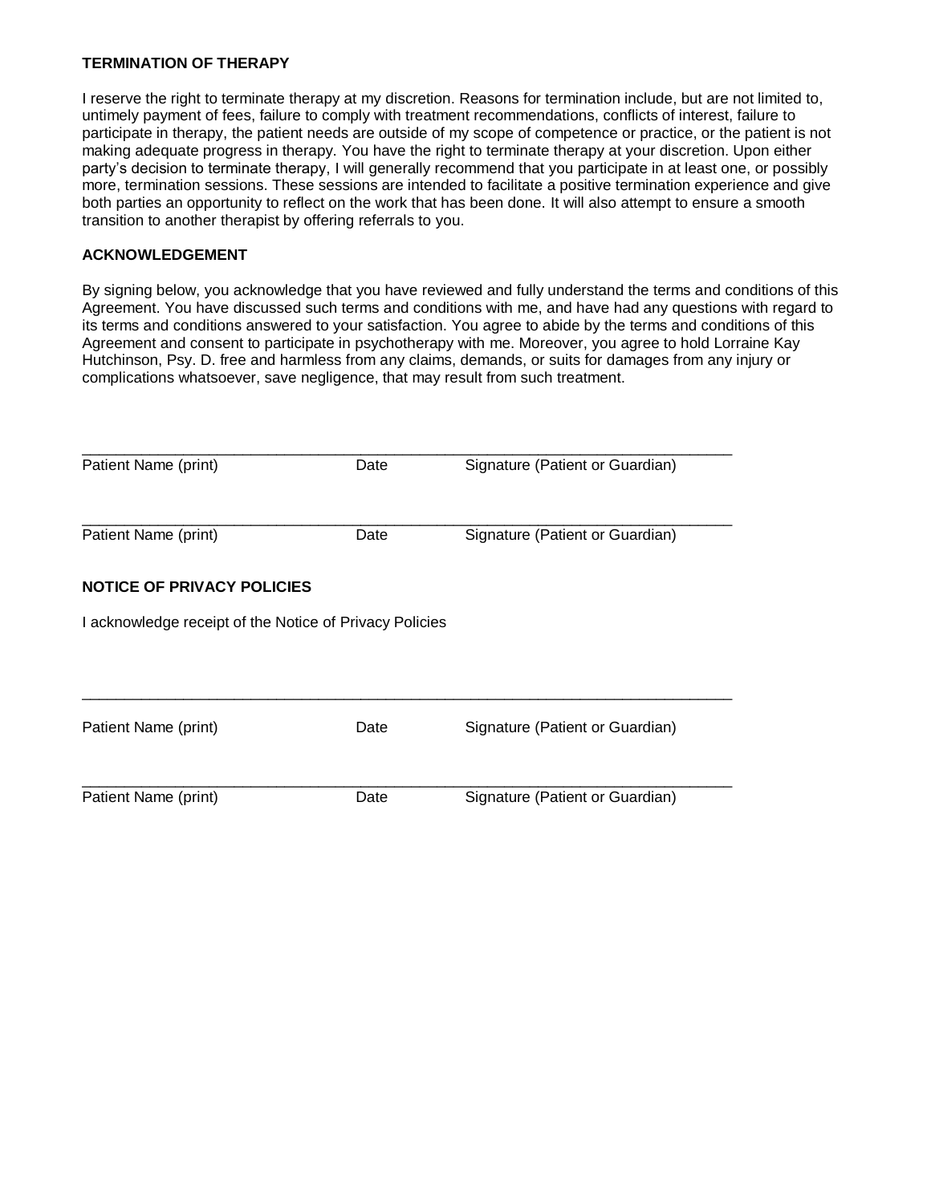**TERMINATION OF THERAPY**

I reserve the right to terminate therapy at my discretion. Reasons for termination include, but are not limited to, untimely payment of fees, failure to comply with treatment recommendations, conflicts of interest, failure to participate in therapy, the patient needs are outside of my scope of competence or practice, or the patient is not making adequate progress in therapy. You have the right to terminate therapy at your discretion. Upon either party's decision to terminate therapy, I will generally recommend that you participate in at least one, or possibly more, termination sessions. These sessions are intended to facilitate a positive termination experience and give both parties an opportunity to reflect on the work that has been done. It will also attempt to ensure a smooth transition to another therapist by offering referrals to you.

**ACKNOWLEDGEMENT**

By signing below, you acknowledge that you have reviewed and fully understand the terms and conditions of this Agreement. You have discussed such terms and conditions with me, and have had any questions with regard to its terms and conditions answered to your satisfaction. You agree to abide by the terms and conditions of this Agreement and consent to participate in psychotherapy with me. Moreover, you agree to hold Lorraine Kay Hutchinson, Psy. D. free and harmless from any claims, demands, or suits for damages from any injury or complications whatsoever, save negligence, that may result from such treatment.

\_\_\_\_\_\_\_\_\_\_\_\_\_\_\_\_\_\_\_\_\_\_\_\_\_\_\_\_\_\_\_\_\_\_\_\_\_\_\_\_\_\_\_\_\_\_\_\_\_\_\_\_\_\_\_\_\_\_\_\_\_\_\_\_\_\_\_\_\_\_\_\_\_\_
Patient Name (print) Date Signature (Patient or Guardian)

\_\_\_\_\_\_\_\_\_\_\_\_\_\_\_\_\_\_\_\_\_\_\_\_\_\_\_\_\_\_\_\_\_\_\_\_\_\_\_\_\_\_\_\_\_\_\_\_\_\_\_\_\_\_\_\_\_\_\_\_\_\_\_\_\_\_\_\_\_\_\_\_\_\_
Patient Name (print) Date Signature (Patient or Guardian)

**NOTICE OF PRIVACY POLICIES**

I acknowledge receipt of the Notice of Privacy Policies

\_\_\_\_\_\_\_\_\_\_\_\_\_\_\_\_\_\_\_\_\_\_\_\_\_\_\_\_\_\_\_\_\_\_\_\_\_\_\_\_\_\_\_\_\_\_\_\_\_\_\_\_\_\_\_\_\_\_\_\_\_\_\_\_\_\_\_\_\_\_\_\_\_\_
Patient Name (print) Date Signature (Patient or Guardian)

\_\_\_\_\_\_\_\_\_\_\_\_\_\_\_\_\_\_\_\_\_\_\_\_\_\_\_\_\_\_\_\_\_\_\_\_\_\_\_\_\_\_\_\_\_\_\_\_\_\_\_\_\_\_\_\_\_\_\_\_\_\_\_\_\_\_\_\_\_\_\_\_\_\_
Patient Name (print) Date Signature (Patient or Guardian)